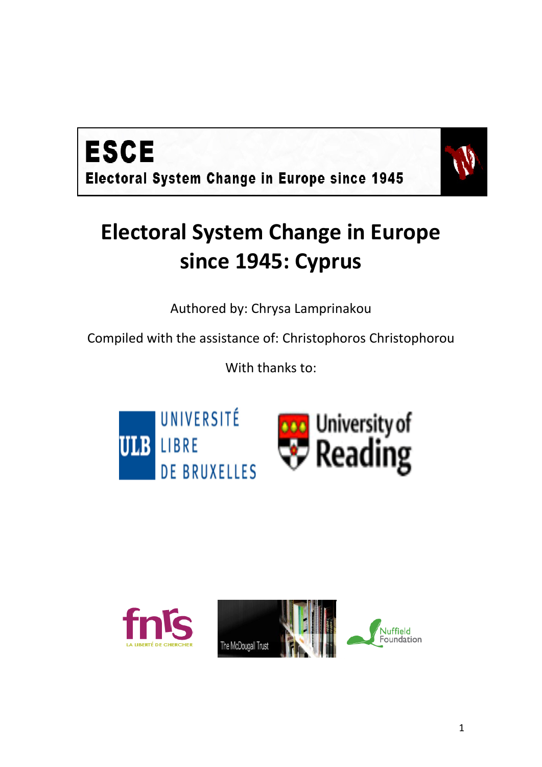ESCE

Electoral System Change in Europe since 1945

# Electoral System Change in Europe since 1945: Cyprus

Authored by: Chrysa Lamprinakou

Compiled with the assistance of: Christophoros Christophorou

With thanks to:

UNIVERSITÉ LIBRE DE BRUXELLES

University of Reading

fnrs LA LIBERTÉ DE CHERCHER

The McDougall Trust

Nuffield Foundation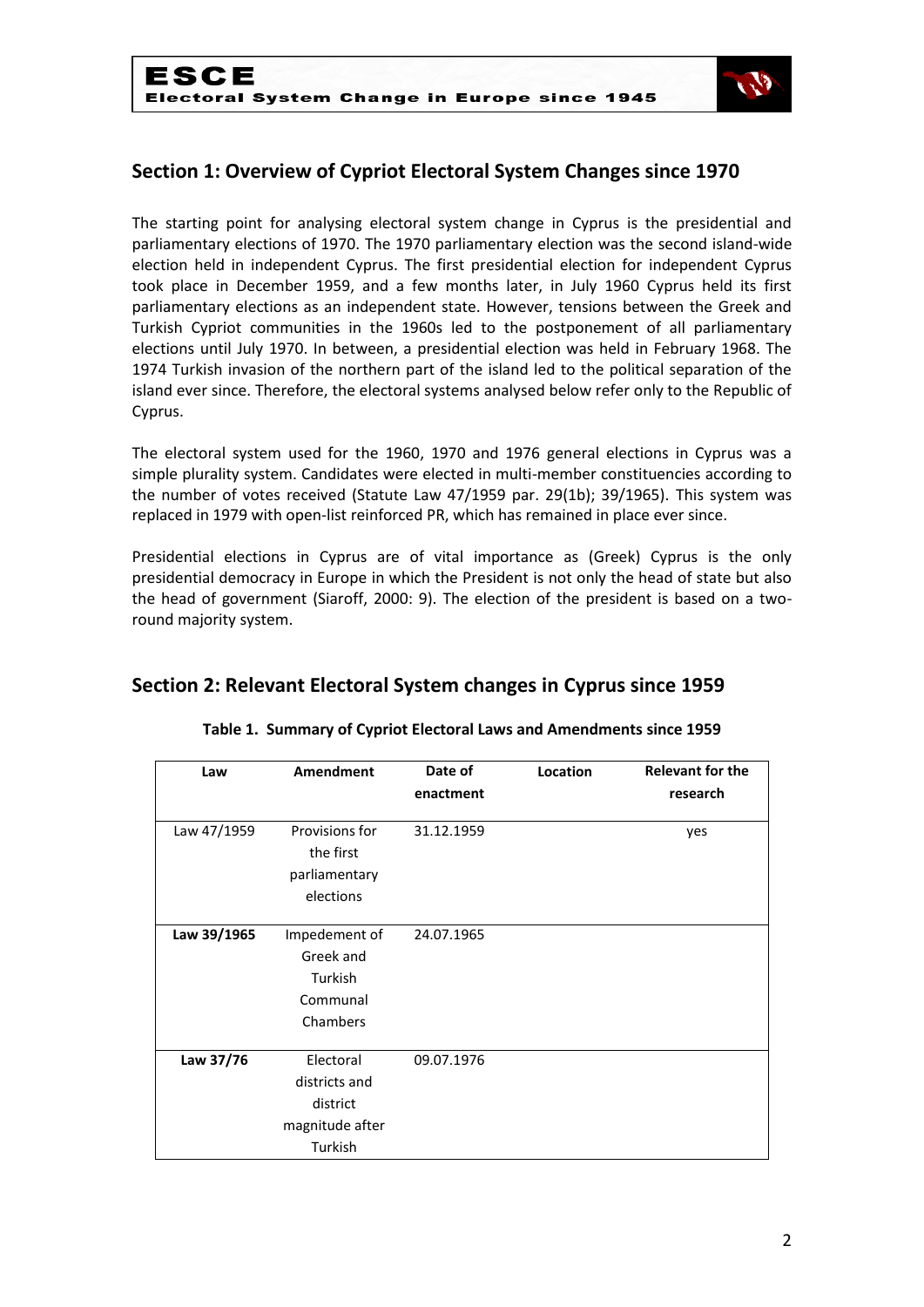## Section 1: Overview of Cypriot Electoral System Changes since 1970

The starting point for analysing electoral system change in Cyprus is the presidential and parliamentary elections of 1970. The 1970 parliamentary election was the second island-wide election held in independent Cyprus. The first presidential election for independent Cyprus took place in December 1959, and a few months later, in July 1960 Cyprus held its first parliamentary elections as an independent state. However, tensions between the Greek and Turkish Cypriot communities in the 1960s led to the postponement of all parliamentary elections until July 1970. In between, a presidential election was held in February 1968. The 1974 Turkish invasion of the northern part of the island led to the political separation of the island ever since. Therefore, the electoral systems analysed below refer only to the Republic of Cyprus.

The electoral system used for the 1960, 1970 and 1976 general elections in Cyprus was a simple plurality system. Candidates were elected in multi-member constituencies according to the number of votes received (Statute Law 47/1959 par. 29(1b); 39/1965). This system was replaced in 1979 with open-list reinforced PR, which has remained in place ever since.

Presidential elections in Cyprus are of vital importance as (Greek) Cyprus is the only presidential democracy in Europe in which the President is not only the head of state but also the head of government (Siaroff, 2000: 9). The election of the president is based on a two-round majority system.

## Section 2: Relevant Electoral System changes in Cyprus since 1959

**Table 1. Summary of Cypriot Electoral Laws and Amendments since 1959**

| Law | Amendment | Date of enactment | Location | Relevant for the research |
|---|---|---|---|---|
| Law 47/1959 | Provisions for the first parliamentary elections | 31.12.1959 | | yes |
| **Law 39/1965** | Impedement of Greek and Turkish Communal Chambers | 24.07.1965 | | |
| **Law 37/76** | Electoral districts and district magnitude after Turkish | 09.07.1976 | | |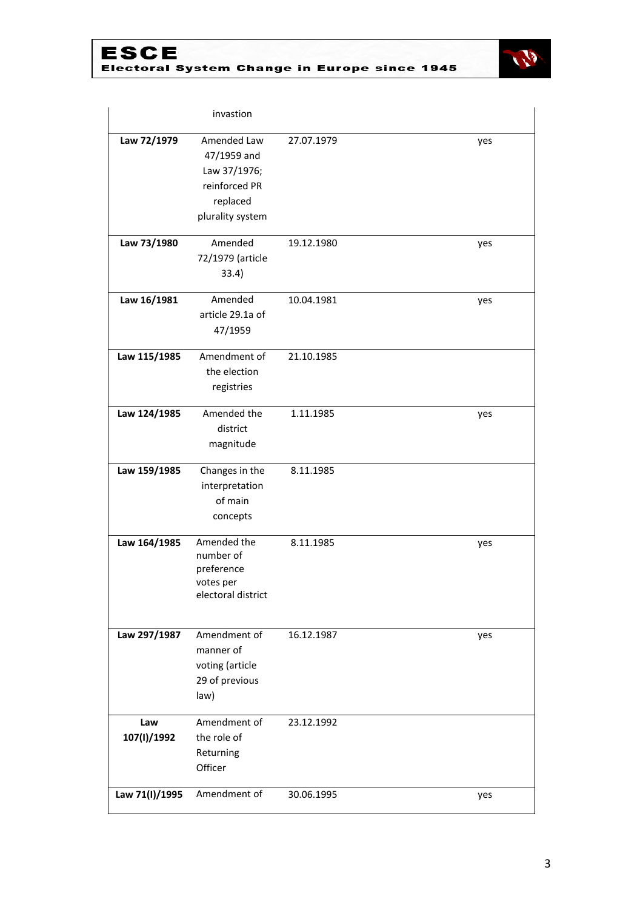| | | | |
|---|---|---|---|
| | invastion | | |
| **Law 72/1979** | Amended Law 47/1959 and Law 37/1976; reinforced PR replaced plurality system | 27.07.1979 | yes |
| **Law 73/1980** | Amended 72/1979 (article 33.4) | 19.12.1980 | yes |
| **Law 16/1981** | Amended article 29.1a of 47/1959 | 10.04.1981 | yes |
| **Law 115/1985** | Amendment of the election registries | 21.10.1985 | |
| **Law 124/1985** | Amended the district magnitude | 1.11.1985 | yes |
| **Law 159/1985** | Changes in the interpretation of main concepts | 8.11.1985 | |
| **Law 164/1985** | Amended the number of preference votes per electoral district | 8.11.1985 | yes |
| **Law 297/1987** | Amendment of manner of voting (article 29 of previous law) | 16.12.1987 | yes |
| **Law 107(I)/1992** | Amendment of the role of Returning Officer | 23.12.1992 | |
| **Law 71(I)/1995** | Amendment of | 30.06.1995 | yes |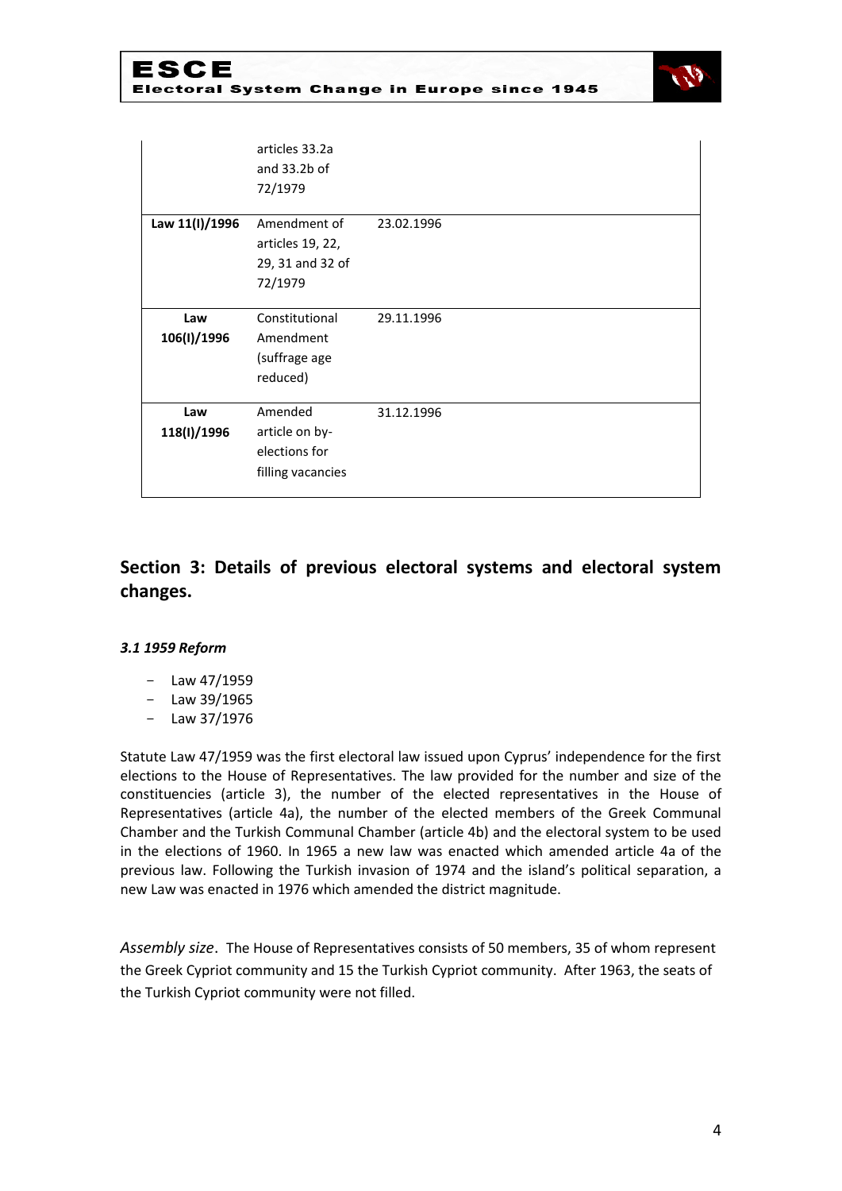| | | | |
|---|---|---|---|
| | articles 33.2a and 33.2b of 72/1979 | | |
| **Law 11(I)/1996** | Amendment of articles 19, 22, 29, 31 and 32 of 72/1979 | 23.02.1996 | |
| **Law 106(I)/1996** | Constitutional Amendment (suffrage age reduced) | 29.11.1996 | |
| **Law 118(I)/1996** | Amended article on by-elections for filling vacancies | 31.12.1996 | |

## Section 3: Details of previous electoral systems and electoral system changes.

### *3.1 1959 Reform*

- Law 47/1959
- Law 39/1965
- Law 37/1976

Statute Law 47/1959 was the first electoral law issued upon Cyprus' independence for the first elections to the House of Representatives. The law provided for the number and size of the constituencies (article 3), the number of the elected representatives in the House of Representatives (article 4a), the number of the elected members of the Greek Communal Chamber and the Turkish Communal Chamber (article 4b) and the electoral system to be used in the elections of 1960. In 1965 a new law was enacted which amended article 4a of the previous law. Following the Turkish invasion of 1974 and the island's political separation, a new Law was enacted in 1976 which amended the district magnitude.

*Assembly size*. The House of Representatives consists of 50 members, 35 of whom represent the Greek Cypriot community and 15 the Turkish Cypriot community. After 1963, the seats of the Turkish Cypriot community were not filled.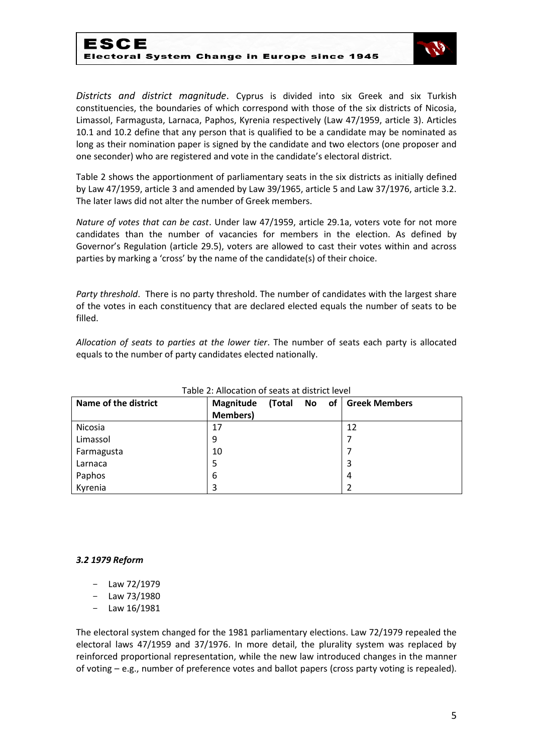*Districts and district magnitude*. Cyprus is divided into six Greek and six Turkish constituencies, the boundaries of which correspond with those of the six districts of Nicosia, Limassol, Farmagusta, Larnaca, Paphos, Kyrenia respectively (Law 47/1959, article 3). Articles 10.1 and 10.2 define that any person that is qualified to be a candidate may be nominated as long as their nomination paper is signed by the candidate and two electors (one proposer and one seconder) who are registered and vote in the candidate's electoral district.

Table 2 shows the apportionment of parliamentary seats in the six districts as initially defined by Law 47/1959, article 3 and amended by Law 39/1965, article 5 and Law 37/1976, article 3.2. The later laws did not alter the number of Greek members.

*Nature of votes that can be cast*. Under law 47/1959, article 29.1a, voters vote for not more candidates than the number of vacancies for members in the election. As defined by Governor's Regulation (article 29.5), voters are allowed to cast their votes within and across parties by marking a 'cross' by the name of the candidate(s) of their choice.

*Party threshold*. There is no party threshold. The number of candidates with the largest share of the votes in each constituency that are declared elected equals the number of seats to be filled.

*Allocation of seats to parties at the lower tier*. The number of seats each party is allocated equals to the number of party candidates elected nationally.

Table 2: Allocation of seats at district level

| Name of the district | Magnitude (Total No of Members) | Greek Members |
|---|---|---|
| Nicosia | 17 | 12 |
| Limassol | 9 | 7 |
| Farmagusta | 10 | 7 |
| Larnaca | 5 | 3 |
| Paphos | 6 | 4 |
| Kyrenia | 3 | 2 |

### *3.2 1979 Reform*

- Law 72/1979
- Law 73/1980
- Law 16/1981

The electoral system changed for the 1981 parliamentary elections. Law 72/1979 repealed the electoral laws 47/1959 and 37/1976. In more detail, the plurality system was replaced by reinforced proportional representation, while the new law introduced changes in the manner of voting – e.g., number of preference votes and ballot papers (cross party voting is repealed).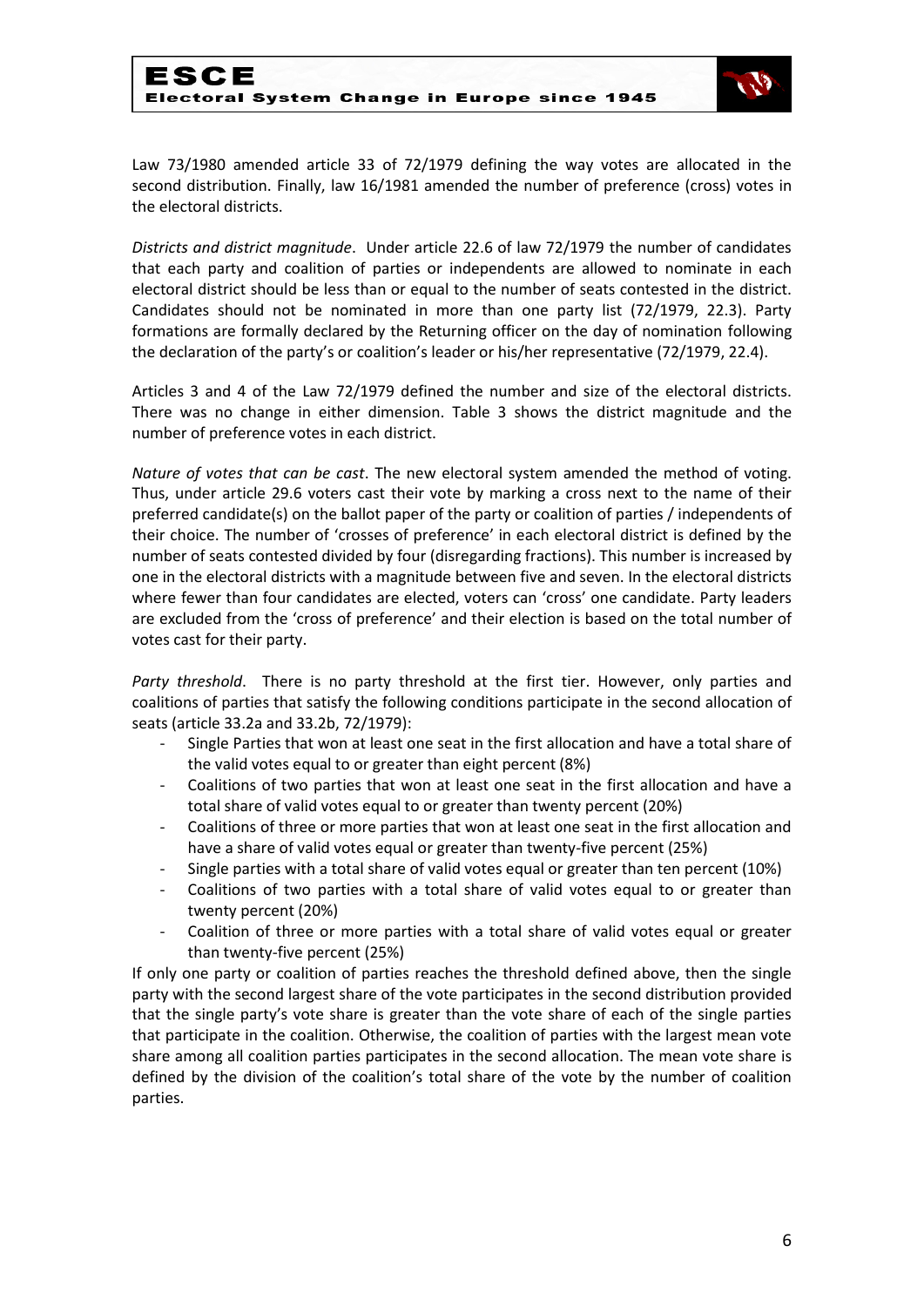Law 73/1980 amended article 33 of 72/1979 defining the way votes are allocated in the second distribution. Finally, law 16/1981 amended the number of preference (cross) votes in the electoral districts.

*Districts and district magnitude*. Under article 22.6 of law 72/1979 the number of candidates that each party and coalition of parties or independents are allowed to nominate in each electoral district should be less than or equal to the number of seats contested in the district. Candidates should not be nominated in more than one party list (72/1979, 22.3). Party formations are formally declared by the Returning officer on the day of nomination following the declaration of the party's or coalition's leader or his/her representative (72/1979, 22.4).

Articles 3 and 4 of the Law 72/1979 defined the number and size of the electoral districts. There was no change in either dimension. Table 3 shows the district magnitude and the number of preference votes in each district.

*Nature of votes that can be cast*. The new electoral system amended the method of voting. Thus, under article 29.6 voters cast their vote by marking a cross next to the name of their preferred candidate(s) on the ballot paper of the party or coalition of parties / independents of their choice. The number of 'crosses of preference' in each electoral district is defined by the number of seats contested divided by four (disregarding fractions). This number is increased by one in the electoral districts with a magnitude between five and seven. In the electoral districts where fewer than four candidates are elected, voters can 'cross' one candidate. Party leaders are excluded from the 'cross of preference' and their election is based on the total number of votes cast for their party.

*Party threshold*. There is no party threshold at the first tier. However, only parties and coalitions of parties that satisfy the following conditions participate in the second allocation of seats (article 33.2a and 33.2b, 72/1979):

- Single Parties that won at least one seat in the first allocation and have a total share of the valid votes equal to or greater than eight percent (8%)
- Coalitions of two parties that won at least one seat in the first allocation and have a total share of valid votes equal to or greater than twenty percent (20%)
- Coalitions of three or more parties that won at least one seat in the first allocation and have a share of valid votes equal or greater than twenty-five percent (25%)
- Single parties with a total share of valid votes equal or greater than ten percent (10%)
- Coalitions of two parties with a total share of valid votes equal to or greater than twenty percent (20%)
- Coalition of three or more parties with a total share of valid votes equal or greater than twenty-five percent (25%)

If only one party or coalition of parties reaches the threshold defined above, then the single party with the second largest share of the vote participates in the second distribution provided that the single party's vote share is greater than the vote share of each of the single parties that participate in the coalition. Otherwise, the coalition of parties with the largest mean vote share among all coalition parties participates in the second allocation. The mean vote share is defined by the division of the coalition's total share of the vote by the number of coalition parties.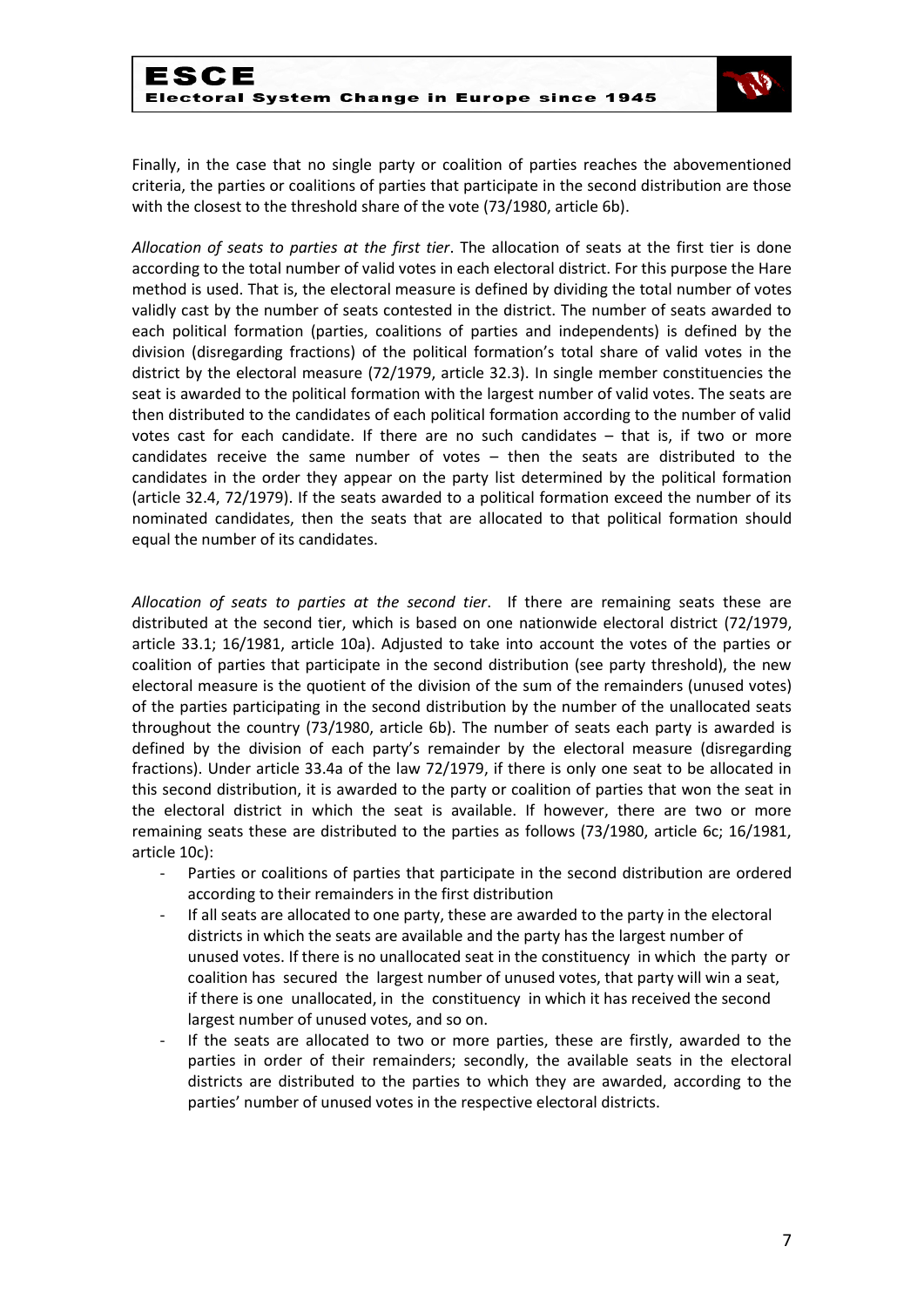Finally, in the case that no single party or coalition of parties reaches the abovementioned criteria, the parties or coalitions of parties that participate in the second distribution are those with the closest to the threshold share of the vote (73/1980, article 6b).

*Allocation of seats to parties at the first tier*. The allocation of seats at the first tier is done according to the total number of valid votes in each electoral district. For this purpose the Hare method is used. That is, the electoral measure is defined by dividing the total number of votes validly cast by the number of seats contested in the district. The number of seats awarded to each political formation (parties, coalitions of parties and independents) is defined by the division (disregarding fractions) of the political formation's total share of valid votes in the district by the electoral measure (72/1979, article 32.3). In single member constituencies the seat is awarded to the political formation with the largest number of valid votes. The seats are then distributed to the candidates of each political formation according to the number of valid votes cast for each candidate. If there are no such candidates – that is, if two or more candidates receive the same number of votes – then the seats are distributed to the candidates in the order they appear on the party list determined by the political formation (article 32.4, 72/1979). If the seats awarded to a political formation exceed the number of its nominated candidates, then the seats that are allocated to that political formation should equal the number of its candidates.

*Allocation of seats to parties at the second tier*. If there are remaining seats these are distributed at the second tier, which is based on one nationwide electoral district (72/1979, article 33.1; 16/1981, article 10a). Adjusted to take into account the votes of the parties or coalition of parties that participate in the second distribution (see party threshold), the new electoral measure is the quotient of the division of the sum of the remainders (unused votes) of the parties participating in the second distribution by the number of the unallocated seats throughout the country (73/1980, article 6b). The number of seats each party is awarded is defined by the division of each party's remainder by the electoral measure (disregarding fractions). Under article 33.4a of the law 72/1979, if there is only one seat to be allocated in this second distribution, it is awarded to the party or coalition of parties that won the seat in the electoral district in which the seat is available. If however, there are two or more remaining seats these are distributed to the parties as follows (73/1980, article 6c; 16/1981, article 10c):

- Parties or coalitions of parties that participate in the second distribution are ordered according to their remainders in the first distribution
- If all seats are allocated to one party, these are awarded to the party in the electoral districts in which the seats are available and the party has the largest number of unused votes. If there is no unallocated seat in the constituency in which the party or coalition has secured the largest number of unused votes, that party will win a seat, if there is one unallocated, in the constituency in which it has received the second largest number of unused votes, and so on.
- If the seats are allocated to two or more parties, these are firstly, awarded to the parties in order of their remainders; secondly, the available seats in the electoral districts are distributed to the parties to which they are awarded, according to the parties' number of unused votes in the respective electoral districts.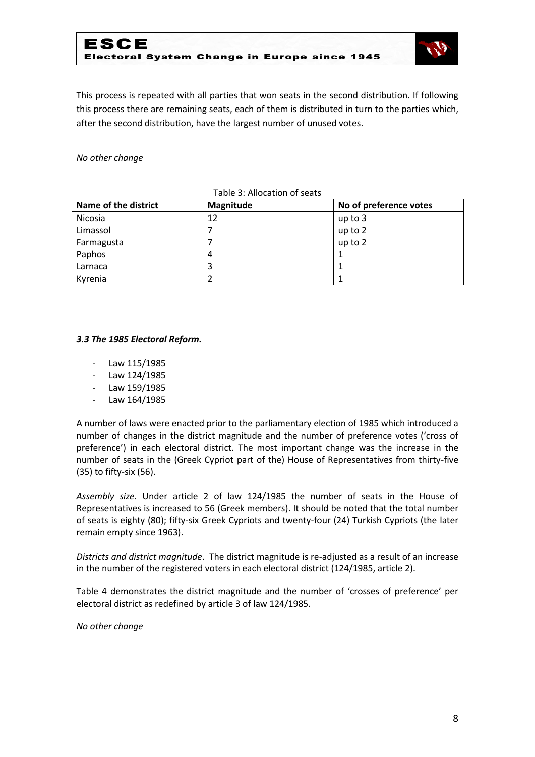This process is repeated with all parties that won seats in the second distribution. If following this process there are remaining seats, each of them is distributed in turn to the parties which, after the second distribution, have the largest number of unused votes.

*No other change*

Table 3: Allocation of seats

| Name of the district | Magnitude | No of preference votes |
|---|---|---|
| Nicosia | 12 | up to 3 |
| Limassol | 7 | up to 2 |
| Farmagusta | 7 | up to 2 |
| Paphos | 4 | 1 |
| Larnaca | 3 | 1 |
| Kyrenia | 2 | 1 |

### *3.3 The 1985 Electoral Reform.*

- Law 115/1985
- Law 124/1985
- Law 159/1985
- Law 164/1985

A number of laws were enacted prior to the parliamentary election of 1985 which introduced a number of changes in the district magnitude and the number of preference votes ('cross of preference') in each electoral district. The most important change was the increase in the number of seats in the (Greek Cypriot part of the) House of Representatives from thirty-five (35) to fifty-six (56).

*Assembly size*. Under article 2 of law 124/1985 the number of seats in the House of Representatives is increased to 56 (Greek members). It should be noted that the total number of seats is eighty (80); fifty-six Greek Cypriots and twenty-four (24) Turkish Cypriots (the later remain empty since 1963).

*Districts and district magnitude*. The district magnitude is re-adjusted as a result of an increase in the number of the registered voters in each electoral district (124/1985, article 2).

Table 4 demonstrates the district magnitude and the number of 'crosses of preference' per electoral district as redefined by article 3 of law 124/1985.

*No other change*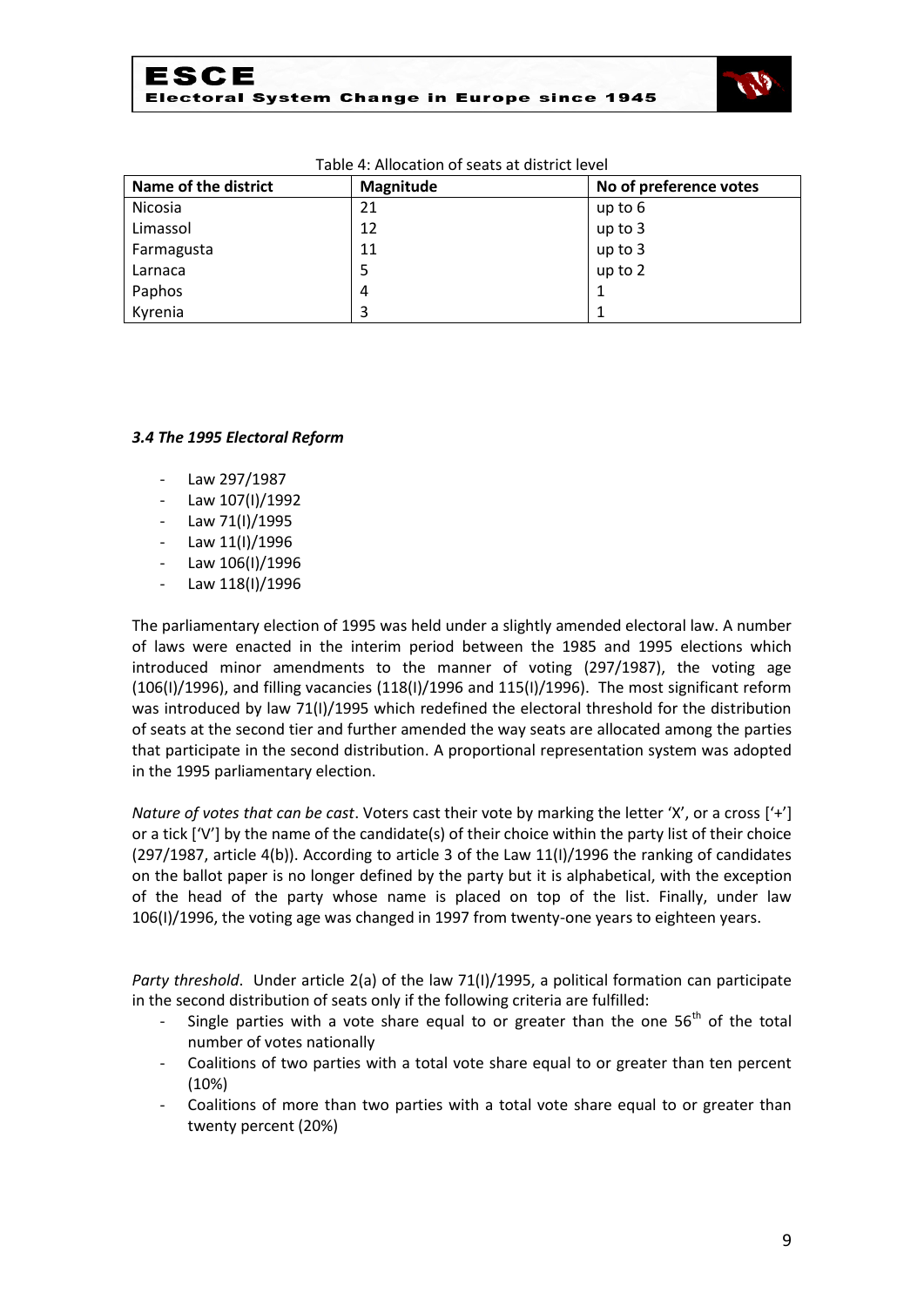Table 4: Allocation of seats at district level

| Name of the district | Magnitude | No of preference votes |
|---|---|---|
| Nicosia | 21 | up to 6 |
| Limassol | 12 | up to 3 |
| Farmagusta | 11 | up to 3 |
| Larnaca | 5 | up to 2 |
| Paphos | 4 | 1 |
| Kyrenia | 3 | 1 |

### *3.4 The 1995 Electoral Reform*

- Law 297/1987
- Law 107(I)/1992
- Law 71(I)/1995
- Law 11(I)/1996
- Law 106(I)/1996
- Law 118(I)/1996

The parliamentary election of 1995 was held under a slightly amended electoral law. A number of laws were enacted in the interim period between the 1985 and 1995 elections which introduced minor amendments to the manner of voting (297/1987), the voting age (106(I)/1996), and filling vacancies (118(I)/1996 and 115(I)/1996). The most significant reform was introduced by law 71(I)/1995 which redefined the electoral threshold for the distribution of seats at the second tier and further amended the way seats are allocated among the parties that participate in the second distribution. A proportional representation system was adopted in the 1995 parliamentary election.

*Nature of votes that can be cast*. Voters cast their vote by marking the letter 'X', or a cross ['+'] or a tick ['V'] by the name of the candidate(s) of their choice within the party list of their choice (297/1987, article 4(b)). According to article 3 of the Law 11(I)/1996 the ranking of candidates on the ballot paper is no longer defined by the party but it is alphabetical, with the exception of the head of the party whose name is placed on top of the list. Finally, under law 106(I)/1996, the voting age was changed in 1997 from twenty-one years to eighteen years.

*Party threshold*. Under article 2(a) of the law 71(I)/1995, a political formation can participate in the second distribution of seats only if the following criteria are fulfilled:

- Single parties with a vote share equal to or greater than the one 56th of the total number of votes nationally
- Coalitions of two parties with a total vote share equal to or greater than ten percent (10%)
- Coalitions of more than two parties with a total vote share equal to or greater than twenty percent (20%)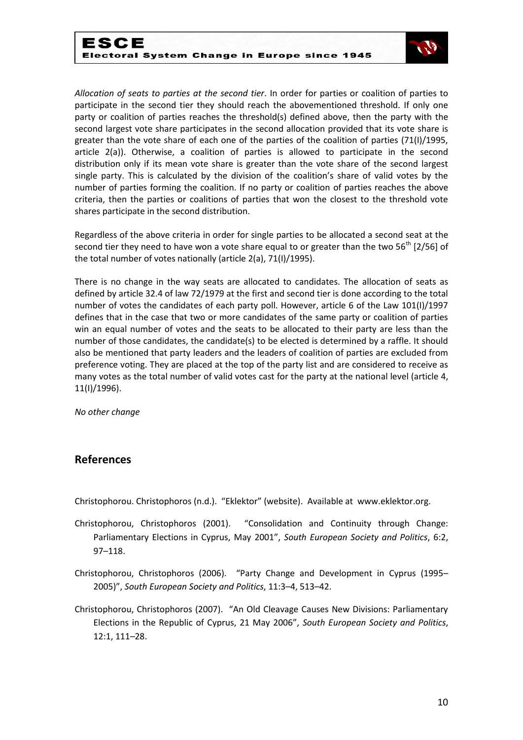*Allocation of seats to parties at the second tier*. In order for parties or coalition of parties to participate in the second tier they should reach the abovementioned threshold. If only one party or coalition of parties reaches the threshold(s) defined above, then the party with the second largest vote share participates in the second allocation provided that its vote share is greater than the vote share of each one of the parties of the coalition of parties (71(I)/1995, article 2(a)). Otherwise, a coalition of parties is allowed to participate in the second distribution only if its mean vote share is greater than the vote share of the second largest single party. This is calculated by the division of the coalition's share of valid votes by the number of parties forming the coalition. If no party or coalition of parties reaches the above criteria, then the parties or coalitions of parties that won the closest to the threshold vote shares participate in the second distribution.

Regardless of the above criteria in order for single parties to be allocated a second seat at the second tier they need to have won a vote share equal to or greater than the two 56th [2/56] of the total number of votes nationally (article 2(a), 71(I)/1995).

There is no change in the way seats are allocated to candidates. The allocation of seats as defined by article 32.4 of law 72/1979 at the first and second tier is done according to the total number of votes the candidates of each party poll. However, article 6 of the Law 101(I)/1997 defines that in the case that two or more candidates of the same party or coalition of parties win an equal number of votes and the seats to be allocated to their party are less than the number of those candidates, the candidate(s) to be elected is determined by a raffle. It should also be mentioned that party leaders and the leaders of coalition of parties are excluded from preference voting. They are placed at the top of the party list and are considered to receive as many votes as the total number of valid votes cast for the party at the national level (article 4, 11(I)/1996).

*No other change*

## References

Christophorou. Christophoros (n.d.). "Eklektor" (website). Available at www.eklektor.org.

Christophorou, Christophoros (2001). "Consolidation and Continuity through Change: Parliamentary Elections in Cyprus, May 2001", *South European Society and Politics*, 6:2, 97–118.

Christophorou, Christophoros (2006). "Party Change and Development in Cyprus (1995–2005)", *South European Society and Politics*, 11:3–4, 513–42.

Christophorou, Christophoros (2007). "An Old Cleavage Causes New Divisions: Parliamentary Elections in the Republic of Cyprus, 21 May 2006", *South European Society and Politics*, 12:1, 111–28.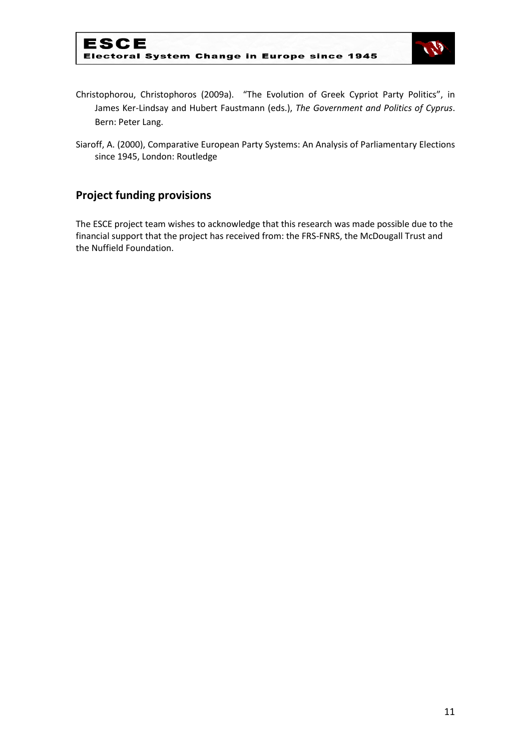Christophorou, Christophoros (2009a). "The Evolution of Greek Cypriot Party Politics", in James Ker-Lindsay and Hubert Faustmann (eds.), *The Government and Politics of Cyprus*. Bern: Peter Lang.

Siaroff, A. (2000), Comparative European Party Systems: An Analysis of Parliamentary Elections since 1945, London: Routledge

## Project funding provisions

The ESCE project team wishes to acknowledge that this research was made possible due to the financial support that the project has received from: the FRS-FNRS, the McDougall Trust and the Nuffield Foundation.